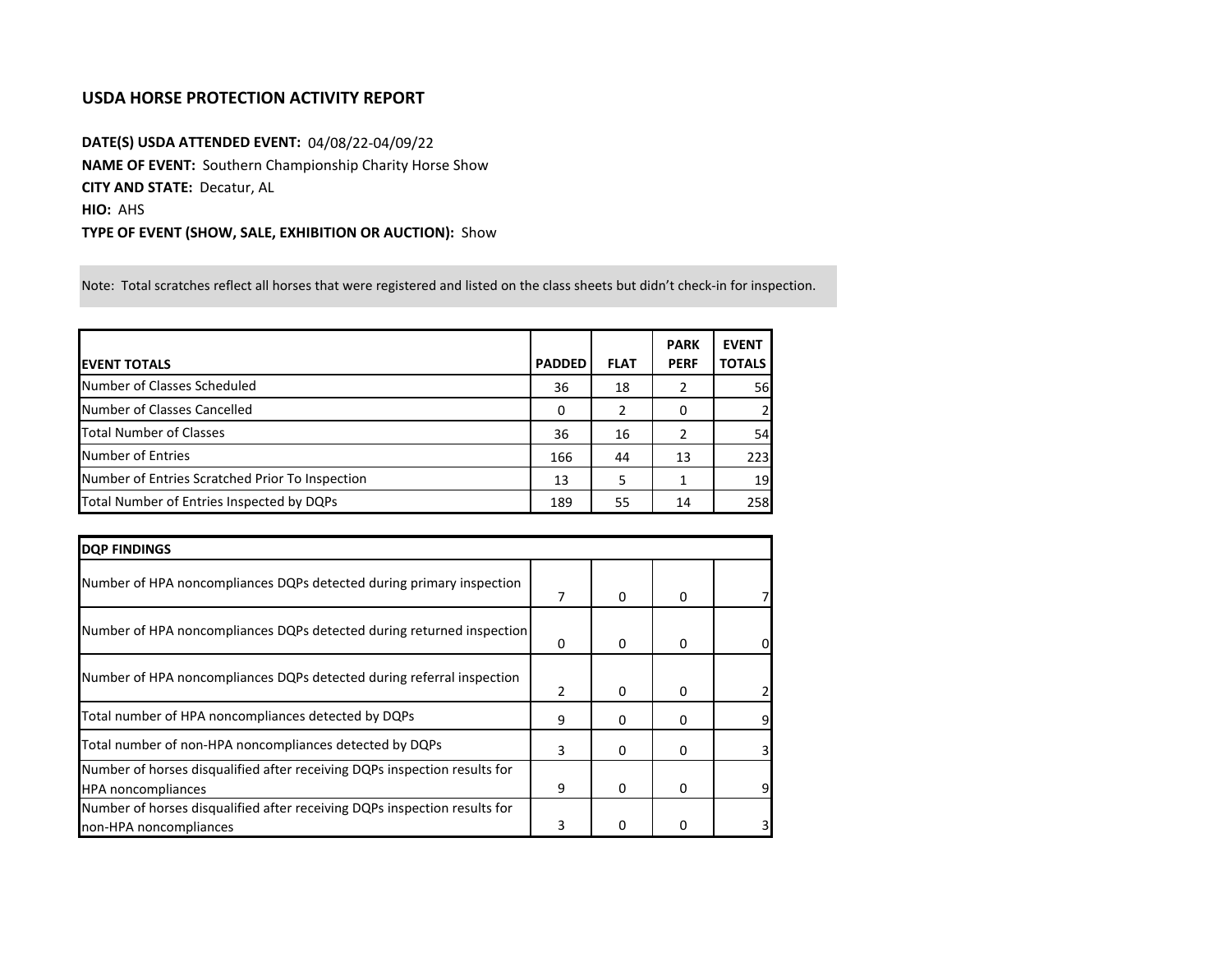## USDA HORSE PROTECTION ACTIVITY REPORT

**DATE(S) USDA ATTENDED EVENT:** 04/08/22-04/09/22
**NAME OF EVENT:** Southern Championship Charity Horse Show
**CITY AND STATE:** Decatur, AL
**HIO:** AHS
**TYPE OF EVENT (SHOW, SALE, EXHIBITION OR AUCTION):** Show

Note: Total scratches reflect all horses that were registered and listed on the class sheets but didn't check-in for inspection.

| EVENT TOTALS | PADDED | FLAT | PARK PERF | EVENT TOTALS |
|---|---|---|---|---|
| Number of Classes Scheduled | 36 | 18 | 2 | 56 |
| Number of Classes Cancelled | 0 | 2 | 0 | 2 |
| Total Number of Classes | 36 | 16 | 2 | 54 |
| Number of Entries | 166 | 44 | 13 | 223 |
| Number of Entries Scratched Prior To Inspection | 13 | 5 | 1 | 19 |
| Total Number of Entries Inspected by DQPs | 189 | 55 | 14 | 258 |

| DQP FINDINGS | | | | |
|---|---|---|---|---|
| Number of HPA noncompliances DQPs detected during primary inspection | 7 | 0 | 0 | 7 |
| Number of HPA noncompliances DQPs detected during returned inspection | 0 | 0 | 0 | 0 |
| Number of HPA noncompliances DQPs detected during referral inspection | 2 | 0 | 0 | 2 |
| Total number of HPA noncompliances detected by DQPs | 9 | 0 | 0 | 9 |
| Total number of non-HPA noncompliances detected by DQPs | 3 | 0 | 0 | 3 |
| Number of horses disqualified after receiving DQPs inspection results for HPA noncompliances | 9 | 0 | 0 | 9 |
| Number of horses disqualified after receiving DQPs inspection results for non-HPA noncompliances | 3 | 0 | 0 | 3 |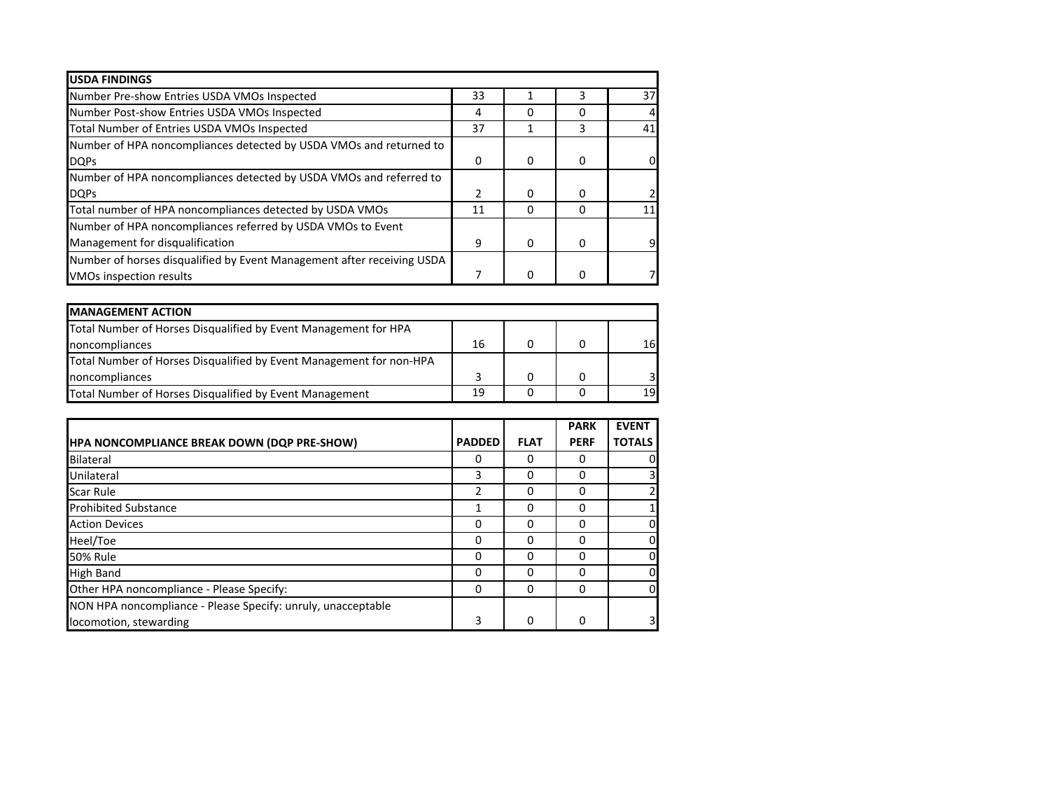| USDA FINDINGS | | | | |
| --- | --- | --- | --- | --- |
| Number Pre-show Entries USDA VMOs Inspected | 33 | 1 | 3 | 37 |
| Number Post-show Entries USDA VMOs Inspected | 4 | 0 | 0 | 4 |
| Total Number of Entries USDA VMOs Inspected | 37 | 1 | 3 | 41 |
| Number of HPA noncompliances detected by USDA VMOs and returned to DQPs | 0 | 0 | 0 | 0 |
| Number of HPA noncompliances detected by USDA VMOs and referred to DQPs | 2 | 0 | 0 | 2 |
| Total number of HPA noncompliances detected by USDA VMOs | 11 | 0 | 0 | 11 |
| Number of HPA noncompliances referred by USDA VMOs to Event Management for disqualification | 9 | 0 | 0 | 9 |
| Number of horses disqualified by Event Management after receiving USDA VMOs inspection results | 7 | 0 | 0 | 7 |

| MANAGEMENT ACTION | | | | |
| --- | --- | --- | --- | --- |
| Total Number of Horses Disqualified by Event Management for HPA noncompliances | 16 | 0 | 0 | 16 |
| Total Number of Horses Disqualified by Event Management for non-HPA noncompliances | 3 | 0 | 0 | 3 |
| Total Number of Horses Disqualified by Event Management | 19 | 0 | 0 | 19 |

| HPA NONCOMPLIANCE BREAK DOWN (DQP PRE-SHOW) | PADDED | FLAT | PARK PERF | EVENT TOTALS |
| --- | --- | --- | --- | --- |
| Bilateral | 0 | 0 | 0 | 0 |
| Unilateral | 3 | 0 | 0 | 3 |
| Scar Rule | 2 | 0 | 0 | 2 |
| Prohibited Substance | 1 | 0 | 0 | 1 |
| Action Devices | 0 | 0 | 0 | 0 |
| Heel/Toe | 0 | 0 | 0 | 0 |
| 50% Rule | 0 | 0 | 0 | 0 |
| High Band | 0 | 0 | 0 | 0 |
| Other HPA noncompliance - Please Specify: | 0 | 0 | 0 | 0 |
| NON HPA noncompliance - Please Specify: unruly, unacceptable locomotion, stewarding | 3 | 0 | 0 | 3 |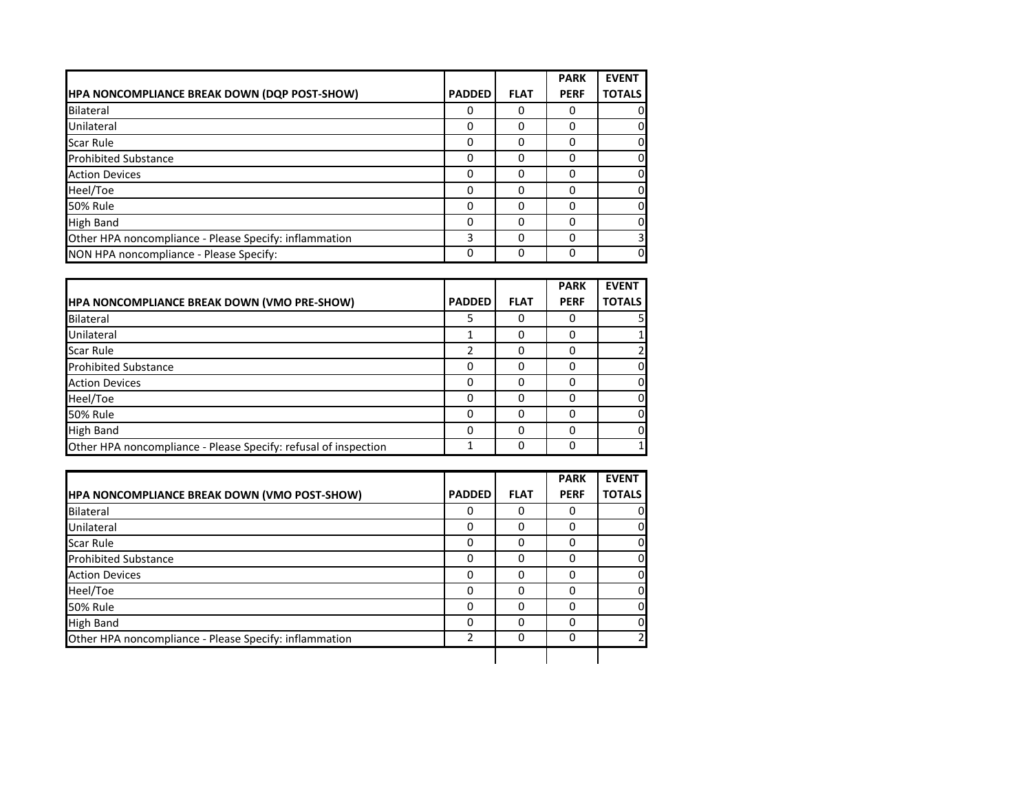| HPA NONCOMPLIANCE BREAK DOWN (DQP POST-SHOW) | PADDED | FLAT | PARK PERF | EVENT TOTALS |
|---|---|---|---|---|
| Bilateral | 0 | 0 | 0 | 0 |
| Unilateral | 0 | 0 | 0 | 0 |
| Scar Rule | 0 | 0 | 0 | 0 |
| Prohibited Substance | 0 | 0 | 0 | 0 |
| Action Devices | 0 | 0 | 0 | 0 |
| Heel/Toe | 0 | 0 | 0 | 0 |
| 50% Rule | 0 | 0 | 0 | 0 |
| High Band | 0 | 0 | 0 | 0 |
| Other HPA noncompliance - Please Specify: inflammation | 3 | 0 | 0 | 3 |
| NON HPA noncompliance - Please Specify: | 0 | 0 | 0 | 0 |

| HPA NONCOMPLIANCE BREAK DOWN (VMO PRE-SHOW) | PADDED | FLAT | PARK PERF | EVENT TOTALS |
|---|---|---|---|---|
| Bilateral | 5 | 0 | 0 | 5 |
| Unilateral | 1 | 0 | 0 | 1 |
| Scar Rule | 2 | 0 | 0 | 2 |
| Prohibited Substance | 0 | 0 | 0 | 0 |
| Action Devices | 0 | 0 | 0 | 0 |
| Heel/Toe | 0 | 0 | 0 | 0 |
| 50% Rule | 0 | 0 | 0 | 0 |
| High Band | 0 | 0 | 0 | 0 |
| Other HPA noncompliance - Please Specify: refusal of inspection | 1 | 0 | 0 | 1 |

| HPA NONCOMPLIANCE BREAK DOWN (VMO POST-SHOW) | PADDED | FLAT | PARK PERF | EVENT TOTALS |
|---|---|---|---|---|
| Bilateral | 0 | 0 | 0 | 0 |
| Unilateral | 0 | 0 | 0 | 0 |
| Scar Rule | 0 | 0 | 0 | 0 |
| Prohibited Substance | 0 | 0 | 0 | 0 |
| Action Devices | 0 | 0 | 0 | 0 |
| Heel/Toe | 0 | 0 | 0 | 0 |
| 50% Rule | 0 | 0 | 0 | 0 |
| High Band | 0 | 0 | 0 | 0 |
| Other HPA noncompliance - Please Specify: inflammation | 2 | 0 | 0 | 2 |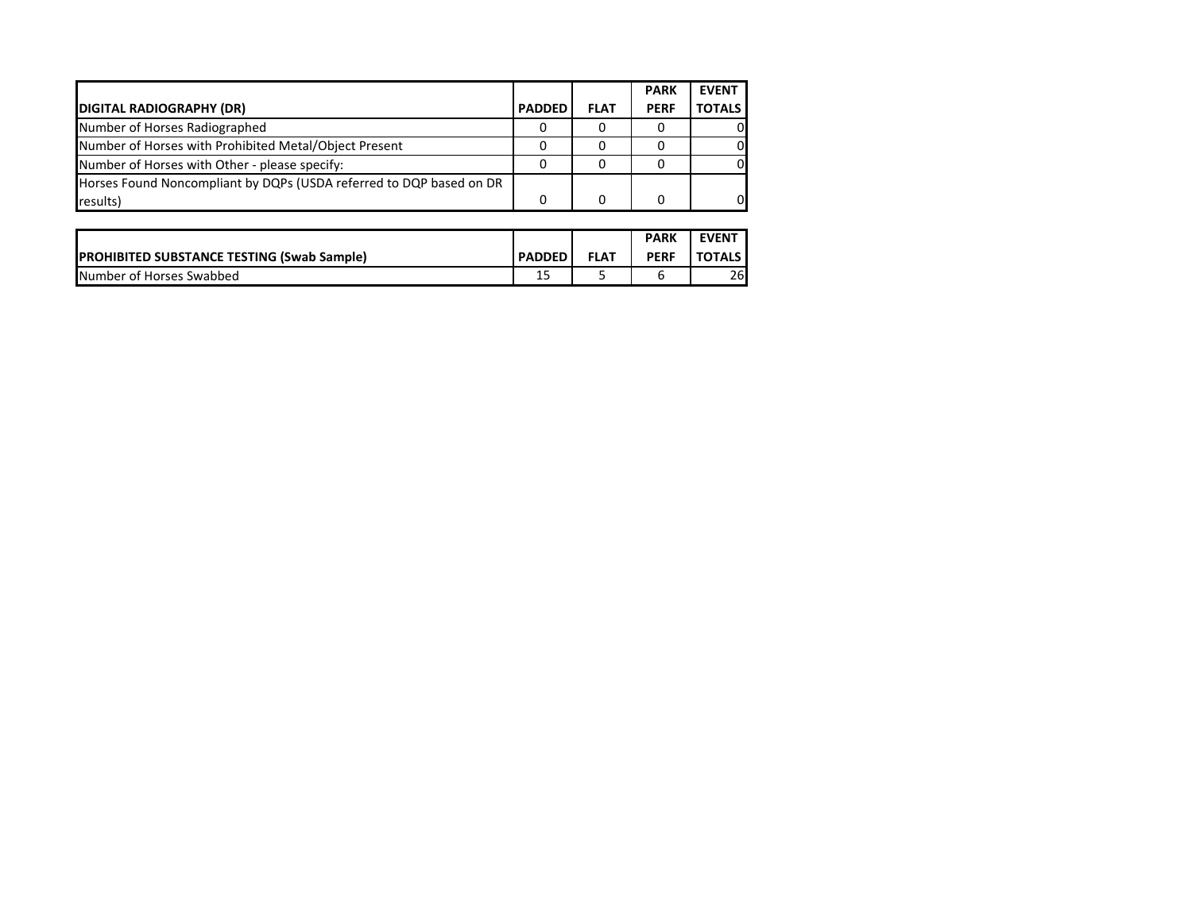| DIGITAL RADIOGRAPHY (DR) | PADDED | FLAT | PARK PERF | EVENT TOTALS |
|---|---|---|---|---|
| Number of Horses Radiographed | 0 | 0 | 0 | 0 |
| Number of Horses with Prohibited Metal/Object Present | 0 | 0 | 0 | 0 |
| Number of Horses with Other - please specify: | 0 | 0 | 0 | 0 |
| Horses Found Noncompliant by DQPs (USDA referred to DQP based on DR results) | 0 | 0 | 0 | 0 |

| PROHIBITED SUBSTANCE TESTING (Swab Sample) | PADDED | FLAT | PARK PERF | EVENT TOTALS |
|---|---|---|---|---|
| Number of Horses Swabbed | 15 | 5 | 6 | 26 |